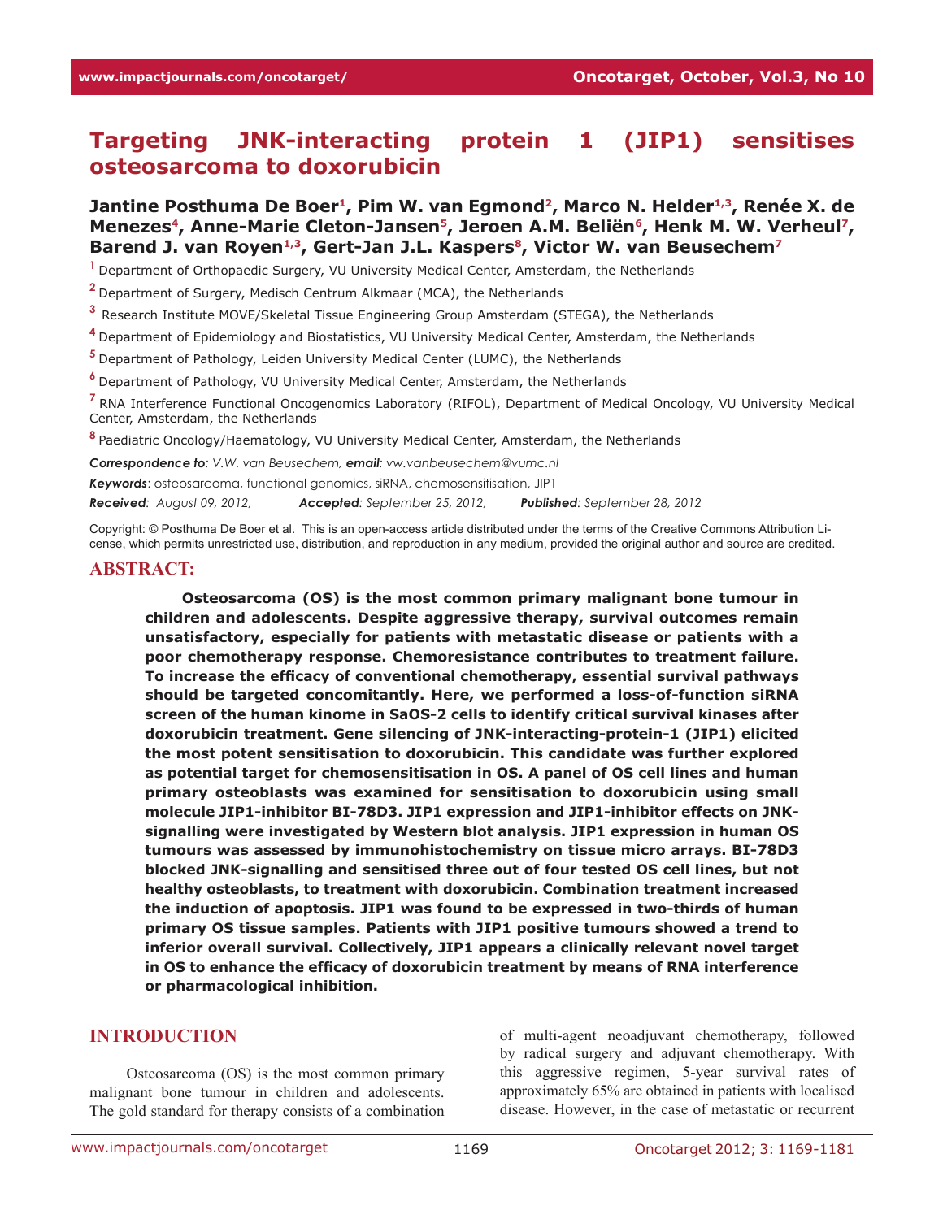# Targeting JNK-interacting protein 1 (JIP1) sensitises osteosarcoma to doxorubicin

**Jantine Posthuma De Boer[1], Pim W. van Egmond[2], Marco N. Helder[1,3], Renée X. de Menezes[4], Anne-Marie Cleton-Jansen[5], Jeroen A.M. Beliën[6], Henk M. W. Verheul[7], Barend J. van Royen[1,3], Gert-Jan J.L. Kaspers[8], Victor W. van Beusechem[7]**

[1] Department of Orthopaedic Surgery, VU University Medical Center, Amsterdam, the Netherlands

[2] Department of Surgery, Medisch Centrum Alkmaar (MCA), the Netherlands

[3] Research Institute MOVE/Skeletal Tissue Engineering Group Amsterdam (STEGA), the Netherlands

[4] Department of Epidemiology and Biostatistics, VU University Medical Center, Amsterdam, the Netherlands

[5] Department of Pathology, Leiden University Medical Center (LUMC), the Netherlands

[6] Department of Pathology, VU University Medical Center, Amsterdam, the Netherlands

[7] RNA Interference Functional Oncogenomics Laboratory (RIFOL), Department of Medical Oncology, VU University Medical Center, Amsterdam, the Netherlands

[8] Paediatric Oncology/Haematology, VU University Medical Center, Amsterdam, the Netherlands

***Correspondence to**: V.W. van Beusechem, **email**: vw.vanbeusechem@vumc.nl*

***Keywords***: osteosarcoma, functional genomics, siRNA, chemosensitisation, JIP1

***Received**: August 09, 2012,* ***Accepted**: September 25, 2012,* ***Published**: September 28, 2012*

Copyright: © Posthuma De Boer et al. This is an open-access article distributed under the terms of the Creative Commons Attribution License, which permits unrestricted use, distribution, and reproduction in any medium, provided the original author and source are credited.

## ABSTRACT:

**Osteosarcoma (OS) is the most common primary malignant bone tumour in children and adolescents. Despite aggressive therapy, survival outcomes remain unsatisfactory, especially for patients with metastatic disease or patients with a poor chemotherapy response. Chemoresistance contributes to treatment failure. To increase the efficacy of conventional chemotherapy, essential survival pathways should be targeted concomitantly. Here, we performed a loss-of-function siRNA screen of the human kinome in SaOS-2 cells to identify critical survival kinases after doxorubicin treatment. Gene silencing of JNK-interacting-protein-1 (JIP1) elicited the most potent sensitisation to doxorubicin. This candidate was further explored as potential target for chemosensitisation in OS. A panel of OS cell lines and human primary osteoblasts was examined for sensitisation to doxorubicin using small molecule JIP1-inhibitor BI-78D3. JIP1 expression and JIP1-inhibitor effects on JNK-signalling were investigated by Western blot analysis. JIP1 expression in human OS tumours was assessed by immunohistochemistry on tissue micro arrays. BI-78D3 blocked JNK-signalling and sensitised three out of four tested OS cell lines, but not healthy osteoblasts, to treatment with doxorubicin. Combination treatment increased the induction of apoptosis. JIP1 was found to be expressed in two-thirds of human primary OS tissue samples. Patients with JIP1 positive tumours showed a trend to inferior overall survival. Collectively, JIP1 appears a clinically relevant novel target in OS to enhance the efficacy of doxorubicin treatment by means of RNA interference or pharmacological inhibition.**

## INTRODUCTION

Osteosarcoma (OS) is the most common primary malignant bone tumour in children and adolescents. The gold standard for therapy consists of a combination of multi-agent neoadjuvant chemotherapy, followed by radical surgery and adjuvant chemotherapy. With this aggressive regimen, 5-year survival rates of approximately 65% are obtained in patients with localised disease. However, in the case of metastatic or recurrent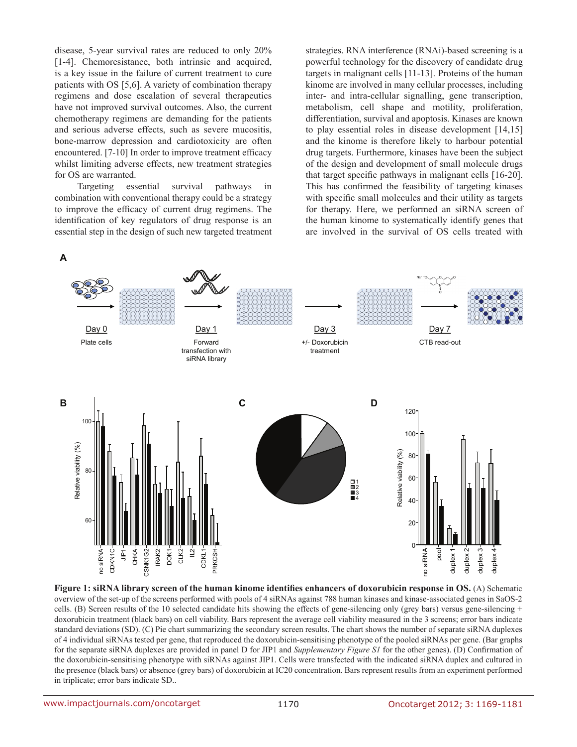disease, 5-year survival rates are reduced to only 20% [1-4]. Chemoresistance, both intrinsic and acquired, is a key issue in the failure of current treatment to cure patients with OS [5,6]. A variety of combination therapy regimens and dose escalation of several therapeutics have not improved survival outcomes. Also, the current chemotherapy regimens are demanding for the patients and serious adverse effects, such as severe mucositis, bone-marrow depression and cardiotoxicity are often encountered. [7-10] In order to improve treatment efficacy whilst limiting adverse effects, new treatment strategies for OS are warranted.

Targeting essential survival pathways in combination with conventional therapy could be a strategy to improve the efficacy of current drug regimens. The identification of key regulators of drug response is an essential step in the design of such new targeted treatment strategies. RNA interference (RNAi)-based screening is a powerful technology for the discovery of candidate drug targets in malignant cells [11-13]. Proteins of the human kinome are involved in many cellular processes, including inter- and intra-cellular signalling, gene transcription, metabolism, cell shape and motility, proliferation, differentiation, survival and apoptosis. Kinases are known to play essential roles in disease development [14,15] and the kinome is therefore likely to harbour potential drug targets. Furthermore, kinases have been the subject of the design and development of small molecule drugs that target specific pathways in malignant cells [16-20]. This has confirmed the feasibility of targeting kinases with specific small molecules and their utility as targets for therapy. Here, we performed an siRNA screen of the human kinome to systematically identify genes that are involved in the survival of OS cells treated with

**Figure 1: siRNA library screen of the human kinome identifies enhancers of doxorubicin response in OS.** (A) Schematic overview of the set-up of the screens performed with pools of 4 siRNAs against 788 human kinases and kinase-associated genes in SaOS-2 cells. (B) Screen results of the 10 selected candidate hits showing the effects of gene-silencing only (grey bars) versus gene-silencing + doxorubicin treatment (black bars) on cell viability. Bars represent the average cell viability measured in the 3 screens; error bars indicate standard deviations (SD). (C) Pie chart summarizing the secondary screen results. The chart shows the number of separate siRNA duplexes of 4 individual siRNAs tested per gene, that reproduced the doxorubicin-sensitising phenotype of the pooled siRNAs per gene. (Bar graphs for the separate siRNA duplexes are provided in panel D for JIP1 and *Supplementary Figure S1* for the other genes). (D) Confirmation of the doxorubicin-sensitising phenotype with siRNAs against JIP1. Cells were transfected with the indicated siRNA duplex and cultured in the presence (black bars) or absence (grey bars) of doxorubicin at IC20 concentration. Bars represent results from an experiment performed in triplicate; error bars indicate SD..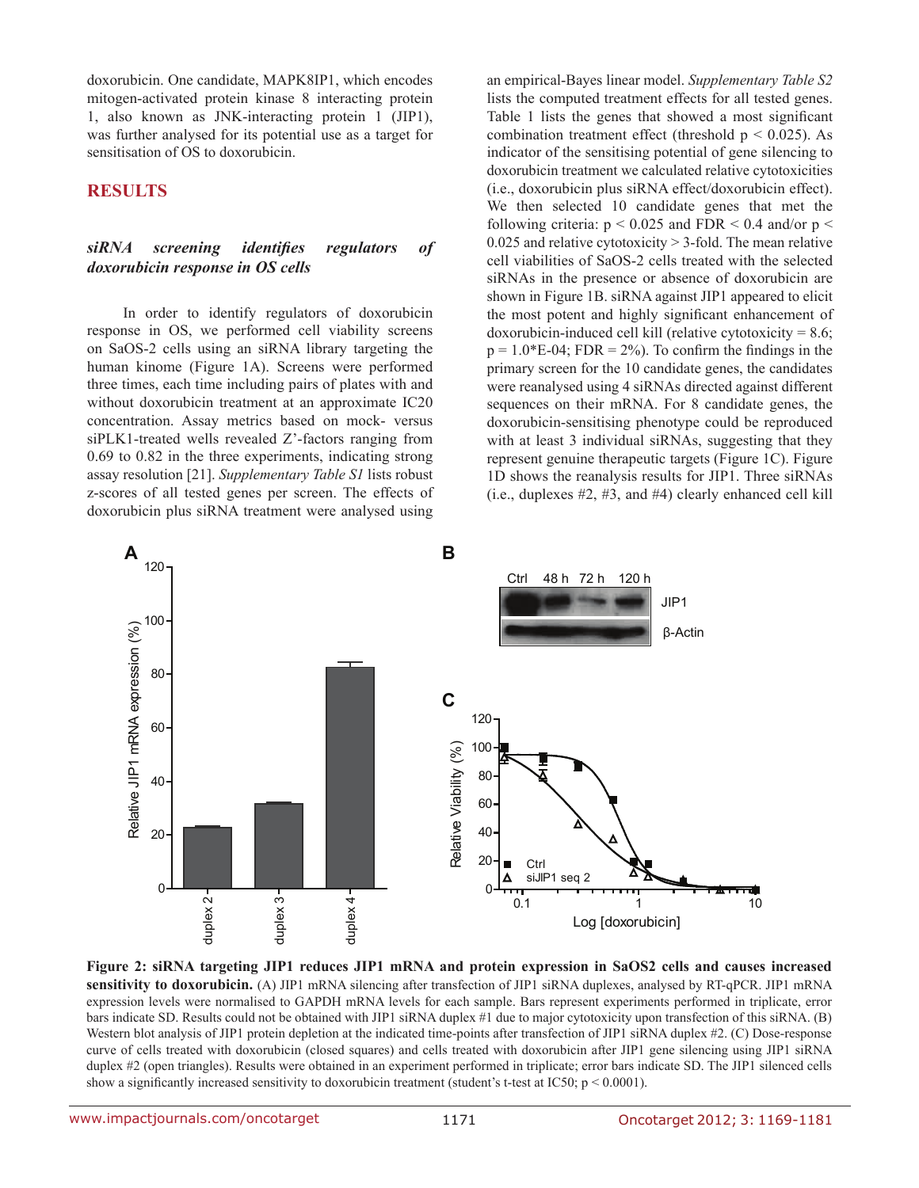doxorubicin. One candidate, MAPK8IP1, which encodes mitogen-activated protein kinase 8 interacting protein 1, also known as JNK-interacting protein 1 (JIP1), was further analysed for its potential use as a target for sensitisation of OS to doxorubicin.

## RESULTS

### *siRNA screening identifies regulators of doxorubicin response in OS cells*

In order to identify regulators of doxorubicin response in OS, we performed cell viability screens on SaOS-2 cells using an siRNA library targeting the human kinome (Figure 1A). Screens were performed three times, each time including pairs of plates with and without doxorubicin treatment at an approximate IC20 concentration. Assay metrics based on mock- versus siPLK1-treated wells revealed Z'-factors ranging from 0.69 to 0.82 in the three experiments, indicating strong assay resolution [21]. *Supplementary Table S1* lists robust z-scores of all tested genes per screen. The effects of doxorubicin plus siRNA treatment were analysed using an empirical-Bayes linear model. *Supplementary Table S2* lists the computed treatment effects for all tested genes. Table 1 lists the genes that showed a most significant combination treatment effect (threshold $p < 0.025$). As indicator of the sensitising potential of gene silencing to doxorubicin treatment we calculated relative cytotoxicities (i.e., doxorubicin plus siRNA effect/doxorubicin effect). We then selected 10 candidate genes that met the following criteria: $p < 0.025$ and FDR < 0.4 and/or $p < 0.025$ and relative cytotoxicity > 3-fold. The mean relative cell viabilities of SaOS-2 cells treated with the selected siRNAs in the presence or absence of doxorubicin are shown in Figure 1B. siRNA against JIP1 appeared to elicit the most potent and highly significant enhancement of doxorubicin-induced cell kill (relative cytotoxicity = 8.6; $p = 1.0*E-04$; FDR = 2%). To confirm the findings in the primary screen for the 10 candidate genes, the candidates were reanalysed using 4 siRNAs directed against different sequences on their mRNA. For 8 candidate genes, the doxorubicin-sensitising phenotype could be reproduced with at least 3 individual siRNAs, suggesting that they represent genuine therapeutic targets (Figure 1C). Figure 1D shows the reanalysis results for JIP1. Three siRNAs (i.e., duplexes #2, #3, and #4) clearly enhanced cell kill

**Figure 2: siRNA targeting JIP1 reduces JIP1 mRNA and protein expression in SaOS2 cells and causes increased sensitivity to doxorubicin.** (A) JIP1 mRNA silencing after transfection of JIP1 siRNA duplexes, analysed by RT-qPCR. JIP1 mRNA expression levels were normalised to GAPDH mRNA levels for each sample. Bars represent experiments performed in triplicate, error bars indicate SD. Results could not be obtained with JIP1 siRNA duplex #1 due to major cytotoxicity upon transfection of this siRNA. (B) Western blot analysis of JIP1 protein depletion at the indicated time-points after transfection of JIP1 siRNA duplex #2. (C) Dose-response curve of cells treated with doxorubicin (closed squares) and cells treated with doxorubicin after JIP1 gene silencing using JIP1 siRNA duplex #2 (open triangles). Results were obtained in an experiment performed in triplicate; error bars indicate SD. The JIP1 silenced cells show a significantly increased sensitivity to doxorubicin treatment (student's t-test at IC50; $p < 0.0001$).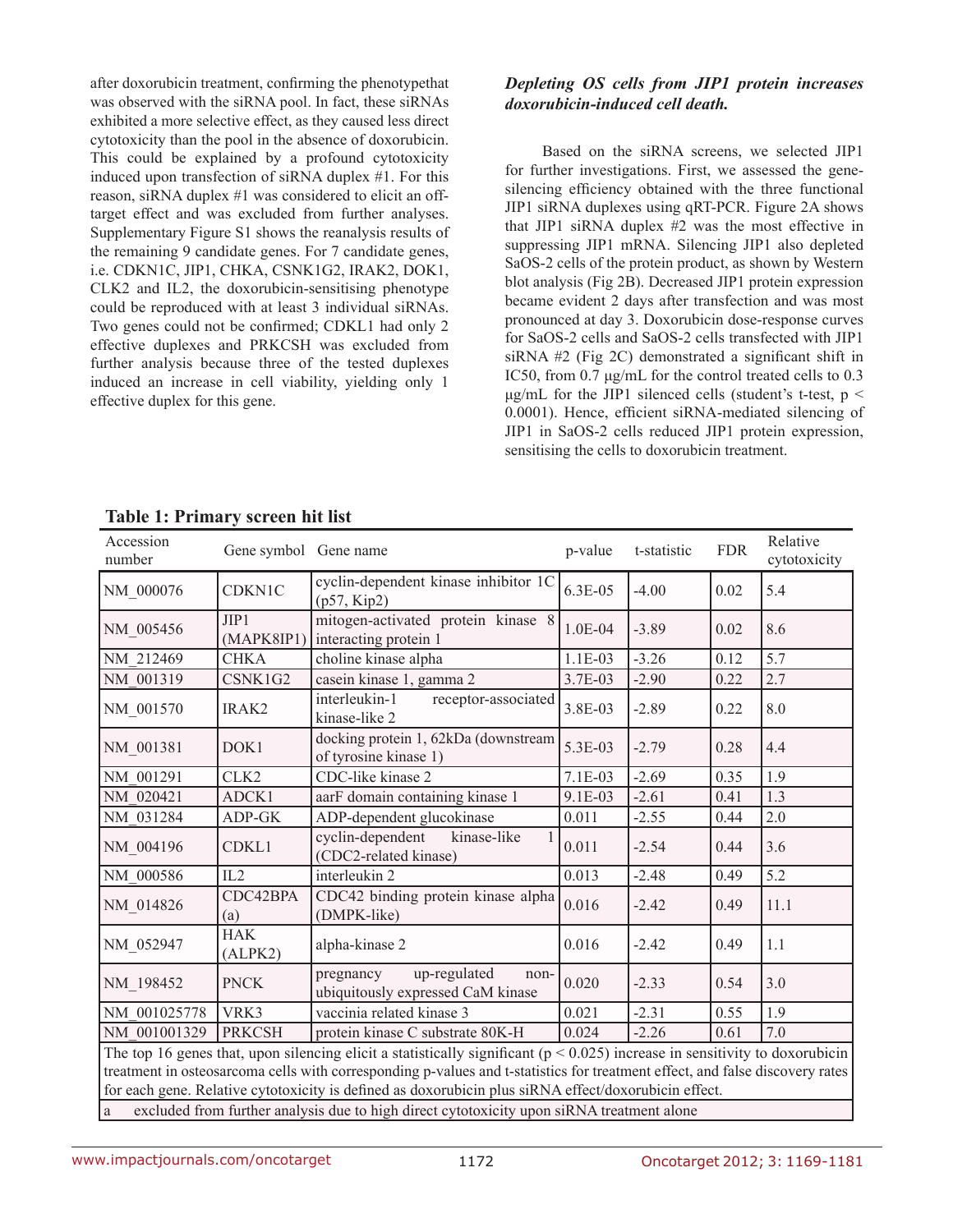after doxorubicin treatment, confirming the phenotypethat was observed with the siRNA pool. In fact, these siRNAs exhibited a more selective effect, as they caused less direct cytotoxicity than the pool in the absence of doxorubicin. This could be explained by a profound cytotoxicity induced upon transfection of siRNA duplex #1. For this reason, siRNA duplex #1 was considered to elicit an off-target effect and was excluded from further analyses. Supplementary Figure S1 shows the reanalysis results of the remaining 9 candidate genes. For 7 candidate genes, i.e. CDKN1C, JIP1, CHKA, CSNK1G2, IRAK2, DOK1, CLK2 and IL2, the doxorubicin-sensitising phenotype could be reproduced with at least 3 individual siRNAs. Two genes could not be confirmed; CDKL1 had only 2 effective duplexes and PRKCSH was excluded from further analysis because three of the tested duplexes induced an increase in cell viability, yielding only 1 effective duplex for this gene.

### *Depleting OS cells from JIP1 protein increases doxorubicin-induced cell death.*

Based on the siRNA screens, we selected JIP1 for further investigations. First, we assessed the gene-silencing efficiency obtained with the three functional JIP1 siRNA duplexes using qRT-PCR. Figure 2A shows that JIP1 siRNA duplex #2 was the most effective in suppressing JIP1 mRNA. Silencing JIP1 also depleted SaOS-2 cells of the protein product, as shown by Western blot analysis (Fig 2B). Decreased JIP1 protein expression became evident 2 days after transfection and was most pronounced at day 3. Doxorubicin dose-response curves for SaOS-2 cells and SaOS-2 cells transfected with JIP1 siRNA #2 (Fig 2C) demonstrated a significant shift in IC50, from 0.7 μg/mL for the control treated cells to 0.3 μg/mL for the JIP1 silenced cells (student's t-test, $p < 0.0001$). Hence, efficient siRNA-mediated silencing of JIP1 in SaOS-2 cells reduced JIP1 protein expression, sensitising the cells to doxorubicin treatment.

**Table 1: Primary screen hit list**

| Accession number | Gene symbol | Gene name | p-value | t-statistic | FDR | Relative cytotoxicity |
|---|---|---|---|---|---|---|
| NM_000076 | CDKN1C | cyclin-dependent kinase inhibitor 1C (p57, Kip2) | 6.3E-05 | -4.00 | 0.02 | 5.4 |
| NM_005456 | JIP1 (MAPK8IP1) | mitogen-activated protein kinase 8 interacting protein 1 | 1.0E-04 | -3.89 | 0.02 | 8.6 |
| NM_212469 | CHKA | choline kinase alpha | 1.1E-03 | -3.26 | 0.12 | 5.7 |
| NM_001319 | CSNK1G2 | casein kinase 1, gamma 2 | 3.7E-03 | -2.90 | 0.22 | 2.7 |
| NM_001570 | IRAK2 | interleukin-1 receptor-associated kinase-like 2 | 3.8E-03 | -2.89 | 0.22 | 8.0 |
| NM_001381 | DOK1 | docking protein 1, 62kDa (downstream of tyrosine kinase 1) | 5.3E-03 | -2.79 | 0.28 | 4.4 |
| NM_001291 | CLK2 | CDC-like kinase 2 | 7.1E-03 | -2.69 | 0.35 | 1.9 |
| NM_020421 | ADCK1 | aarF domain containing kinase 1 | 9.1E-03 | -2.61 | 0.41 | 1.3 |
| NM_031284 | ADP-GK | ADP-dependent glucokinase | 0.011 | -2.55 | 0.44 | 2.0 |
| NM_004196 | CDKL1 | cyclin-dependent kinase-like 1 (CDC2-related kinase) | 0.011 | -2.54 | 0.44 | 3.6 |
| NM_000586 | IL2 | interleukin 2 | 0.013 | -2.48 | 0.49 | 5.2 |
| NM_014826 | CDC42BPA (a) | CDC42 binding protein kinase alpha (DMPK-like) | 0.016 | -2.42 | 0.49 | 11.1 |
| NM_052947 | HAK (ALPK2) | alpha-kinase 2 | 0.016 | -2.42 | 0.49 | 1.1 |
| NM_198452 | PNCK | pregnancy up-regulated non-ubiquitously expressed CaM kinase | 0.020 | -2.33 | 0.54 | 3.0 |
| NM_001025778 | VRK3 | vaccinia related kinase 3 | 0.021 | -2.31 | 0.55 | 1.9 |
| NM_001001329 | PRKCSH | protein kinase C substrate 80K-H | 0.024 | -2.26 | 0.61 | 7.0 |

The top 16 genes that, upon silencing elicit a statistically significant ($p < 0.025$) increase in sensitivity to doxorubicin treatment in osteosarcoma cells with corresponding p-values and t-statistics for treatment effect, and false discovery rates for each gene. Relative cytotoxicity is defined as doxorubicin plus siRNA effect/doxorubicin effect.

a excluded from further analysis due to high direct cytotoxicity upon siRNA treatment alone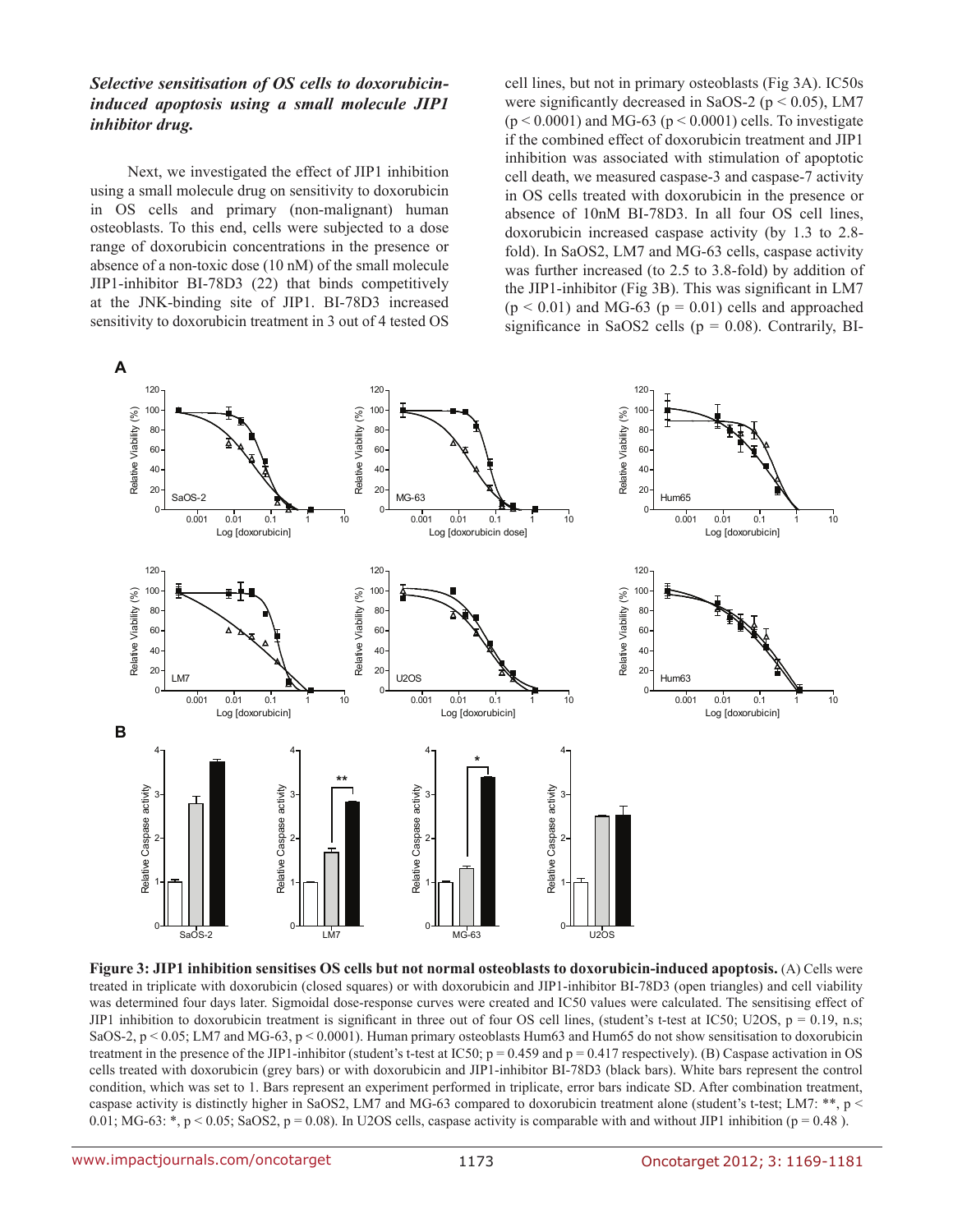### *Selective sensitisation of OS cells to doxorubicin-induced apoptosis using a small molecule JIP1 inhibitor drug.*

Next, we investigated the effect of JIP1 inhibition using a small molecule drug on sensitivity to doxorubicin in OS cells and primary (non-malignant) human osteoblasts. To this end, cells were subjected to a dose range of doxorubicin concentrations in the presence or absence of a non-toxic dose (10 nM) of the small molecule JIP1-inhibitor BI-78D3 (22) that binds competitively at the JNK-binding site of JIP1. BI-78D3 increased sensitivity to doxorubicin treatment in 3 out of 4 tested OS cell lines, but not in primary osteoblasts (Fig 3A). IC50s were significantly decreased in SaOS-2 ($p < 0.05$), LM7 ($p < 0.0001$) and MG-63 ($p < 0.0001$) cells. To investigate if the combined effect of doxorubicin treatment and JIP1 inhibition was associated with stimulation of apoptotic cell death, we measured caspase-3 and caspase-7 activity in OS cells treated with doxorubicin in the presence or absence of 10nM BI-78D3. In all four OS cell lines, doxorubicin increased caspase activity (by 1.3 to 2.8-fold). In SaOS2, LM7 and MG-63 cells, caspase activity was further increased (to 2.5 to 3.8-fold) by addition of the JIP1-inhibitor (Fig 3B). This was significant in LM7 ($p < 0.01$) and MG-63 ($p = 0.01$) cells and approached significance in SaOS2 cells ($p = 0.08$). Contrarily, BI-

**Figure 3: JIP1 inhibition sensitises OS cells but not normal osteoblasts to doxorubicin-induced apoptosis.** (A) Cells were treated in triplicate with doxorubicin (closed squares) or with doxorubicin and JIP1-inhibitor BI-78D3 (open triangles) and cell viability was determined four days later. Sigmoidal dose-response curves were created and IC50 values were calculated. The sensitising effect of JIP1 inhibition to doxorubicin treatment is significant in three out of four OS cell lines, (student's t-test at IC50; U2OS, $p = 0.19$, n.s; SaOS-2, $p < 0.05$; LM7 and MG-63, $p < 0.0001$). Human primary osteoblasts Hum63 and Hum65 do not show sensitisation to doxorubicin treatment in the presence of the JIP1-inhibitor (student's t-test at IC50; $p = 0.459$ and $p = 0.417$ respectively). (B) Caspase activation in OS cells treated with doxorubicin (grey bars) or with doxorubicin and JIP1-inhibitor BI-78D3 (black bars). White bars represent the control condition, which was set to 1. Bars represent an experiment performed in triplicate, error bars indicate SD. After combination treatment, caspase activity is distinctly higher in SaOS2, LM7 and MG-63 compared to doxorubicin treatment alone (student's t-test; LM7: **, $p < 0.01$; MG-63: *, $p < 0.05$; SaOS2, $p = 0.08$). In U2OS cells, caspase activity is comparable with and without JIP1 inhibition ($p = 0.48$ ).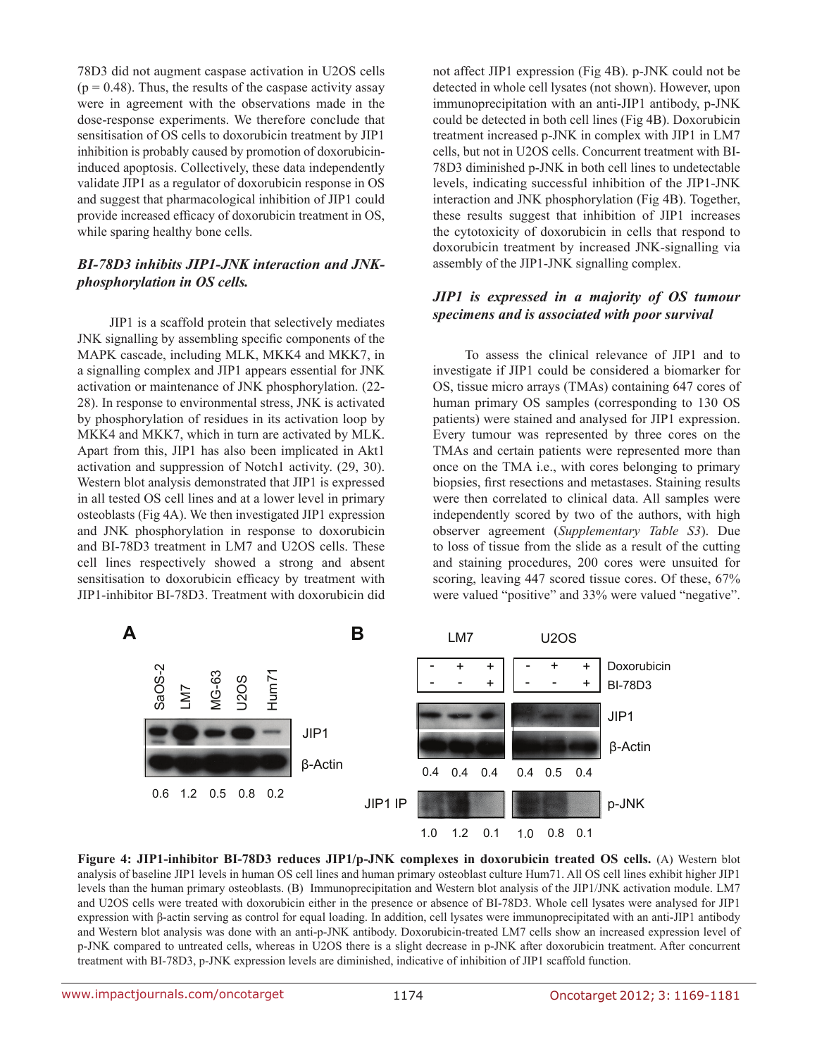78D3 did not augment caspase activation in U2OS cells ($p = 0.48$). Thus, the results of the caspase activity assay were in agreement with the observations made in the dose-response experiments. We therefore conclude that sensitisation of OS cells to doxorubicin treatment by JIP1 inhibition is probably caused by promotion of doxorubicin-induced apoptosis. Collectively, these data independently validate JIP1 as a regulator of doxorubicin response in OS and suggest that pharmacological inhibition of JIP1 could provide increased efficacy of doxorubicin treatment in OS, while sparing healthy bone cells.

### *BI-78D3 inhibits JIP1-JNK interaction and JNK-phosphorylation in OS cells.*

JIP1 is a scaffold protein that selectively mediates JNK signalling by assembling specific components of the MAPK cascade, including MLK, MKK4 and MKK7, in a signalling complex and JIP1 appears essential for JNK activation or maintenance of JNK phosphorylation. (22-28). In response to environmental stress, JNK is activated by phosphorylation of residues in its activation loop by MKK4 and MKK7, which in turn are activated by MLK. Apart from this, JIP1 has also been implicated in Akt1 activation and suppression of Notch1 activity. (29, 30). Western blot analysis demonstrated that JIP1 is expressed in all tested OS cell lines and at a lower level in primary osteoblasts (Fig 4A). We then investigated JIP1 expression and JNK phosphorylation in response to doxorubicin and BI-78D3 treatment in LM7 and U2OS cells. These cell lines respectively showed a strong and absent sensitisation to doxorubicin efficacy by treatment with JIP1-inhibitor BI-78D3. Treatment with doxorubicin did not affect JIP1 expression (Fig 4B). p-JNK could not be detected in whole cell lysates (not shown). However, upon immunoprecipitation with an anti-JIP1 antibody, p-JNK could be detected in both cell lines (Fig 4B). Doxorubicin treatment increased p-JNK in complex with JIP1 in LM7 cells, but not in U2OS cells. Concurrent treatment with BI-78D3 diminished p-JNK in both cell lines to undetectable levels, indicating successful inhibition of the JIP1-JNK interaction and JNK phosphorylation (Fig 4B). Together, these results suggest that inhibition of JIP1 increases the cytotoxicity of doxorubicin in cells that respond to doxorubicin treatment by increased JNK-signalling via assembly of the JIP1-JNK signalling complex.

### *JIP1 is expressed in a majority of OS tumour specimens and is associated with poor survival*

To assess the clinical relevance of JIP1 and to investigate if JIP1 could be considered a biomarker for OS, tissue micro arrays (TMAs) containing 647 cores of human primary OS samples (corresponding to 130 OS patients) were stained and analysed for JIP1 expression. Every tumour was represented by three cores on the TMAs and certain patients were represented more than once on the TMA i.e., with cores belonging to primary biopsies, first resections and metastases. Staining results were then correlated to clinical data. All samples were independently scored by two of the authors, with high observer agreement (*Supplementary Table S3*). Due to loss of tissue from the slide as a result of the cutting and staining procedures, 200 cores were unsuited for scoring, leaving 447 scored tissue cores. Of these, 67% were valued "positive" and 33% were valued "negative".

**Figure 4: JIP1-inhibitor BI-78D3 reduces JIP1/p-JNK complexes in doxorubicin treated OS cells.** (A) Western blot analysis of baseline JIP1 levels in human OS cell lines and human primary osteoblast culture Hum71. All OS cell lines exhibit higher JIP1 levels than the human primary osteoblasts. (B) Immunoprecipitation and Western blot analysis of the JIP1/JNK activation module. LM7 and U2OS cells were treated with doxorubicin either in the presence or absence of BI-78D3. Whole cell lysates were analysed for JIP1 expression with β-actin serving as control for equal loading. In addition, cell lysates were immunoprecipitated with an anti-JIP1 antibody and Western blot analysis was done with an anti-p-JNK antibody. Doxorubicin-treated LM7 cells show an increased expression level of p-JNK compared to untreated cells, whereas in U2OS there is a slight decrease in p-JNK after doxorubicin treatment. After concurrent treatment with BI-78D3, p-JNK expression levels are diminished, indicative of inhibition of JIP1 scaffold function.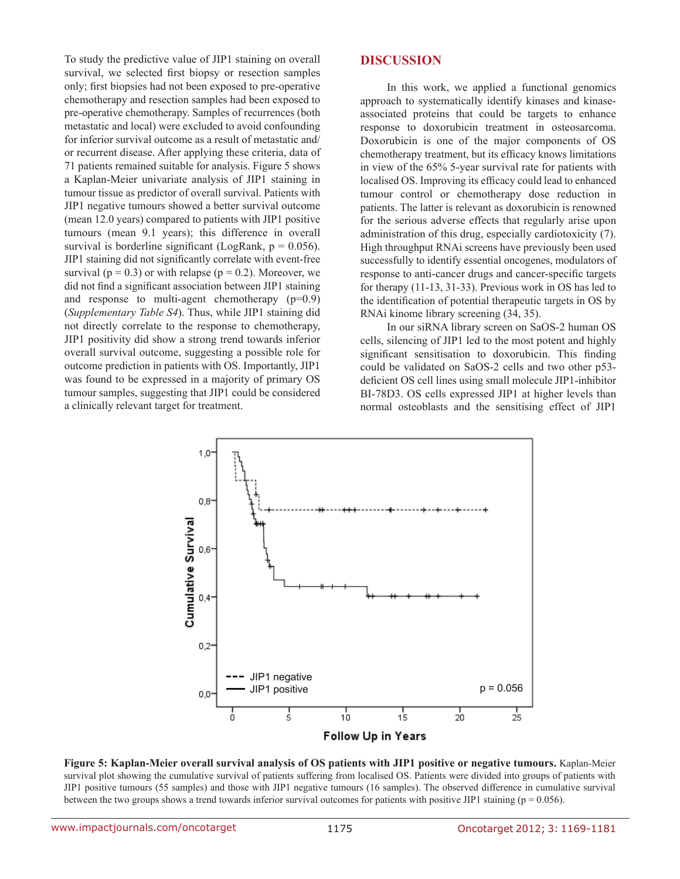To study the predictive value of JIP1 staining on overall survival, we selected first biopsy or resection samples only; first biopsies had not been exposed to pre-operative chemotherapy and resection samples had been exposed to pre-operative chemotherapy. Samples of recurrences (both metastatic and local) were excluded to avoid confounding for inferior survival outcome as a result of metastatic and/or recurrent disease. After applying these criteria, data of 71 patients remained suitable for analysis. Figure 5 shows a Kaplan-Meier univariate analysis of JIP1 staining in tumour tissue as predictor of overall survival. Patients with JIP1 negative tumours showed a better survival outcome (mean 12.0 years) compared to patients with JIP1 positive tumours (mean 9.1 years); this difference in overall survival is borderline significant (LogRank, $p = 0.056$). JIP1 staining did not significantly correlate with event-free survival ($p = 0.3$) or with relapse ($p = 0.2$). Moreover, we did not find a significant association between JIP1 staining and response to multi-agent chemotherapy ($p=0.9$) (*Supplementary Table S4*). Thus, while JIP1 staining did not directly correlate to the response to chemotherapy, JIP1 positivity did show a strong trend towards inferior overall survival outcome, suggesting a possible role for outcome prediction in patients with OS. Importantly, JIP1 was found to be expressed in a majority of primary OS tumour samples, suggesting that JIP1 could be considered a clinically relevant target for treatment.

## DISCUSSION

In this work, we applied a functional genomics approach to systematically identify kinases and kinase-associated proteins that could be targets to enhance response to doxorubicin treatment in osteosarcoma. Doxorubicin is one of the major components of OS chemotherapy treatment, but its efficacy knows limitations in view of the 65% 5-year survival rate for patients with localised OS. Improving its efficacy could lead to enhanced tumour control or chemotherapy dose reduction in patients. The latter is relevant as doxorubicin is renowned for the serious adverse effects that regularly arise upon administration of this drug, especially cardiotoxicity (7). High throughput RNAi screens have previously been used successfully to identify essential oncogenes, modulators of response to anti-cancer drugs and cancer-specific targets for therapy (11-13, 31-33). Previous work in OS has led to the identification of potential therapeutic targets in OS by RNAi kinome library screening (34, 35).

In our siRNA library screen on SaOS-2 human OS cells, silencing of JIP1 led to the most potent and highly significant sensitisation to doxorubicin. This finding could be validated on SaOS-2 cells and two other p53-deficient OS cell lines using small molecule JIP1-inhibitor BI-78D3. OS cells expressed JIP1 at higher levels than normal osteoblasts and the sensitising effect of JIP1

**Figure 5: Kaplan-Meier overall survival analysis of OS patients with JIP1 positive or negative tumours.** Kaplan-Meier survival plot showing the cumulative survival of patients suffering from localised OS. Patients were divided into groups of patients with JIP1 positive tumours (55 samples) and those with JIP1 negative tumours (16 samples). The observed difference in cumulative survival between the two groups shows a trend towards inferior survival outcomes for patients with positive JIP1 staining ($p = 0.056$).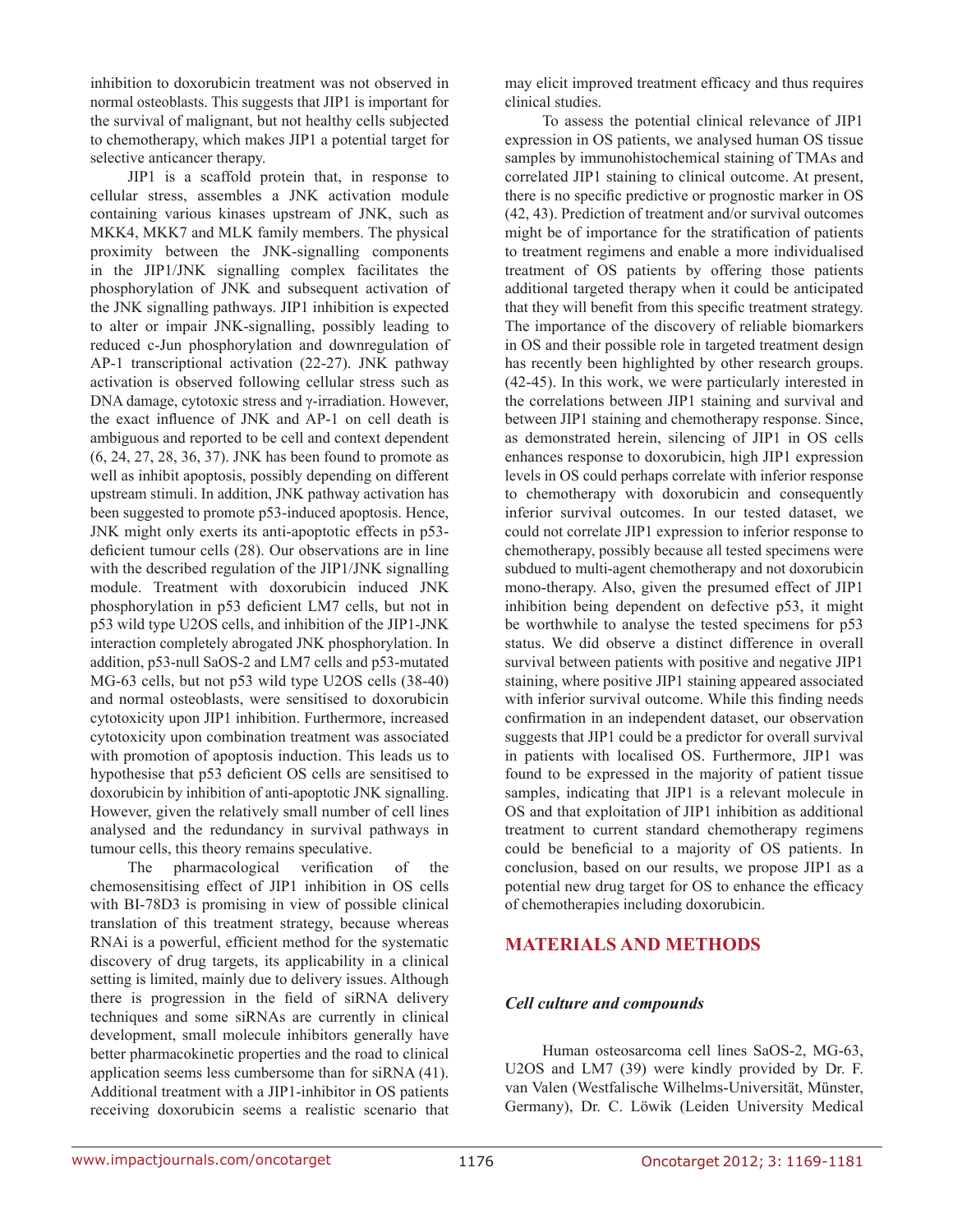inhibition to doxorubicin treatment was not observed in normal osteoblasts. This suggests that JIP1 is important for the survival of malignant, but not healthy cells subjected to chemotherapy, which makes JIP1 a potential target for selective anticancer therapy.

JIP1 is a scaffold protein that, in response to cellular stress, assembles a JNK activation module containing various kinases upstream of JNK, such as MKK4, MKK7 and MLK family members. The physical proximity between the JNK-signalling components in the JIP1/JNK signalling complex facilitates the phosphorylation of JNK and subsequent activation of the JNK signalling pathways. JIP1 inhibition is expected to alter or impair JNK-signalling, possibly leading to reduced c-Jun phosphorylation and downregulation of AP-1 transcriptional activation (22-27). JNK pathway activation is observed following cellular stress such as DNA damage, cytotoxic stress and γ-irradiation. However, the exact influence of JNK and AP-1 on cell death is ambiguous and reported to be cell and context dependent (6, 24, 27, 28, 36, 37). JNK has been found to promote as well as inhibit apoptosis, possibly depending on different upstream stimuli. In addition, JNK pathway activation has been suggested to promote p53-induced apoptosis. Hence, JNK might only exerts its anti-apoptotic effects in p53-deficient tumour cells (28). Our observations are in line with the described regulation of the JIP1/JNK signalling module. Treatment with doxorubicin induced JNK phosphorylation in p53 deficient LM7 cells, but not in p53 wild type U2OS cells, and inhibition of the JIP1-JNK interaction completely abrogated JNK phosphorylation. In addition, p53-null SaOS-2 and LM7 cells and p53-mutated MG-63 cells, but not p53 wild type U2OS cells (38-40) and normal osteoblasts, were sensitised to doxorubicin cytotoxicity upon JIP1 inhibition. Furthermore, increased cytotoxicity upon combination treatment was associated with promotion of apoptosis induction. This leads us to hypothesise that p53 deficient OS cells are sensitised to doxorubicin by inhibition of anti-apoptotic JNK signalling. However, given the relatively small number of cell lines analysed and the redundancy in survival pathways in tumour cells, this theory remains speculative.

The pharmacological verification of the chemosensitising effect of JIP1 inhibition in OS cells with BI-78D3 is promising in view of possible clinical translation of this treatment strategy, because whereas RNAi is a powerful, efficient method for the systematic discovery of drug targets, its applicability in a clinical setting is limited, mainly due to delivery issues. Although there is progression in the field of siRNA delivery techniques and some siRNAs are currently in clinical development, small molecule inhibitors generally have better pharmacokinetic properties and the road to clinical application seems less cumbersome than for siRNA (41). Additional treatment with a JIP1-inhibitor in OS patients receiving doxorubicin seems a realistic scenario that may elicit improved treatment efficacy and thus requires clinical studies.

To assess the potential clinical relevance of JIP1 expression in OS patients, we analysed human OS tissue samples by immunohistochemical staining of TMAs and correlated JIP1 staining to clinical outcome. At present, there is no specific predictive or prognostic marker in OS (42, 43). Prediction of treatment and/or survival outcomes might be of importance for the stratification of patients to treatment regimens and enable a more individualised treatment of OS patients by offering those patients additional targeted therapy when it could be anticipated that they will benefit from this specific treatment strategy. The importance of the discovery of reliable biomarkers in OS and their possible role in targeted treatment design has recently been highlighted by other research groups. (42-45). In this work, we were particularly interested in the correlations between JIP1 staining and survival and between JIP1 staining and chemotherapy response. Since, as demonstrated herein, silencing of JIP1 in OS cells enhances response to doxorubicin, high JIP1 expression levels in OS could perhaps correlate with inferior response to chemotherapy with doxorubicin and consequently inferior survival outcomes. In our tested dataset, we could not correlate JIP1 expression to inferior response to chemotherapy, possibly because all tested specimens were subdued to multi-agent chemotherapy and not doxorubicin mono-therapy. Also, given the presumed effect of JIP1 inhibition being dependent on defective p53, it might be worthwhile to analyse the tested specimens for p53 status. We did observe a distinct difference in overall survival between patients with positive and negative JIP1 staining, where positive JIP1 staining appeared associated with inferior survival outcome. While this finding needs confirmation in an independent dataset, our observation suggests that JIP1 could be a predictor for overall survival in patients with localised OS. Furthermore, JIP1 was found to be expressed in the majority of patient tissue samples, indicating that JIP1 is a relevant molecule in OS and that exploitation of JIP1 inhibition as additional treatment to current standard chemotherapy regimens could be beneficial to a majority of OS patients. In conclusion, based on our results, we propose JIP1 as a potential new drug target for OS to enhance the efficacy of chemotherapies including doxorubicin.

## MATERIALS AND METHODS

### *Cell culture and compounds*

Human osteosarcoma cell lines SaOS-2, MG-63, U2OS and LM7 (39) were kindly provided by Dr. F. van Valen (Westfalische Wilhelms-Universität, Münster, Germany), Dr. C. Löwik (Leiden University Medical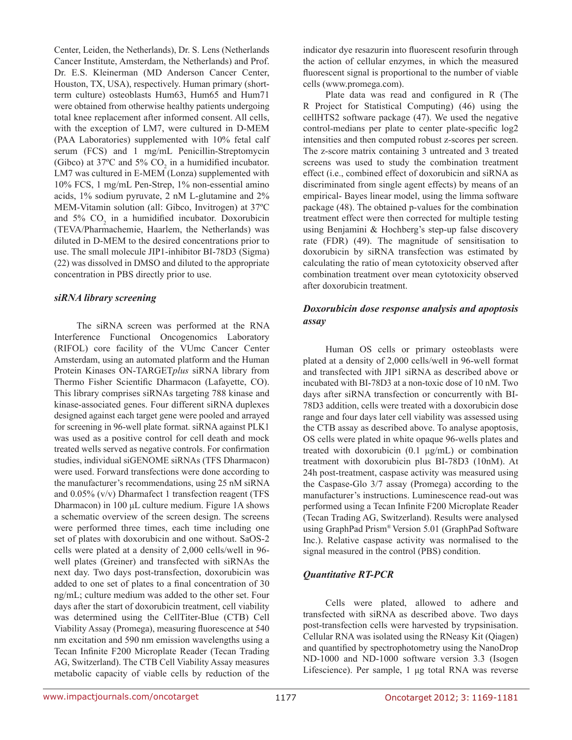Center, Leiden, the Netherlands), Dr. S. Lens (Netherlands Cancer Institute, Amsterdam, the Netherlands) and Prof. Dr. E.S. Kleinerman (MD Anderson Cancer Center, Houston, TX, USA), respectively. Human primary (short-term culture) osteoblasts Hum63, Hum65 and Hum71 were obtained from otherwise healthy patients undergoing total knee replacement after informed consent. All cells, with the exception of LM7, were cultured in D-MEM (PAA Laboratories) supplemented with 10% fetal calf serum (FCS) and 1 mg/mL Penicillin-Streptomycin (Gibco) at 37ºC and 5% $CO_2$ in a humidified incubator. LM7 was cultured in E-MEM (Lonza) supplemented with 10% FCS, 1 mg/mL Pen-Strep, 1% non-essential amino acids, 1% sodium pyruvate, 2 nM L-glutamine and 2% MEM-Vitamin solution (all: Gibco, Invitrogen) at 37ºC and 5% $CO_2$ in a humidified incubator. Doxorubicin (TEVA/Pharmachemie, Haarlem, the Netherlands) was diluted in D-MEM to the desired concentrations prior to use. The small molecule JIP1-inhibitor BI-78D3 (Sigma) (22) was dissolved in DMSO and diluted to the appropriate concentration in PBS directly prior to use.

### *siRNA library screening*

The siRNA screen was performed at the RNA Interference Functional Oncogenomics Laboratory (RIFOL) core facility of the VUmc Cancer Center Amsterdam, using an automated platform and the Human Protein Kinases ON-TARGET*plus* siRNA library from Thermo Fisher Scientific Dharmacon (Lafayette, CO). This library comprises siRNAs targeting 788 kinase and kinase-associated genes. Four different siRNA duplexes designed against each target gene were pooled and arrayed for screening in 96-well plate format. siRNA against PLK1 was used as a positive control for cell death and mock treated wells served as negative controls. For confirmation studies, individual siGENOME siRNAs (TFS Dharmacon) were used. Forward transfections were done according to the manufacturer's recommendations, using 25 nM siRNA and 0.05% (v/v) Dharmafect 1 transfection reagent (TFS Dharmacon) in 100 µL culture medium. Figure 1A shows a schematic overview of the screen design. The screens were performed three times, each time including one set of plates with doxorubicin and one without. SaOS-2 cells were plated at a density of 2,000 cells/well in 96-well plates (Greiner) and transfected with siRNAs the next day. Two days post-transfection, doxorubicin was added to one set of plates to a final concentration of 30 ng/mL; culture medium was added to the other set. Four days after the start of doxorubicin treatment, cell viability was determined using the CellTiter-Blue (CTB) Cell Viability Assay (Promega), measuring fluorescence at 540 nm excitation and 590 nm emission wavelengths using a Tecan Infinite F200 Microplate Reader (Tecan Trading AG, Switzerland). The CTB Cell Viability Assay measures metabolic capacity of viable cells by reduction of the indicator dye resazurin into fluorescent resofurin through the action of cellular enzymes, in which the measured fluorescent signal is proportional to the number of viable cells (www.promega.com).

Plate data was read and configured in R (The R Project for Statistical Computing) (46) using the cellHTS2 software package (47). We used the negative control-medians per plate to center plate-specific log2 intensities and then computed robust z-scores per screen. The z-score matrix containing 3 untreated and 3 treated screens was used to study the combination treatment effect (i.e., combined effect of doxorubicin and siRNA as discriminated from single agent effects) by means of an empirical- Bayes linear model, using the limma software package (48). The obtained p-values for the combination treatment effect were then corrected for multiple testing using Benjamini & Hochberg's step-up false discovery rate (FDR) (49). The magnitude of sensitisation to doxorubicin by siRNA transfection was estimated by calculating the ratio of mean cytotoxicity observed after combination treatment over mean cytotoxicity observed after doxorubicin treatment.

### *Doxorubicin dose response analysis and apoptosis assay*

Human OS cells or primary osteoblasts were plated at a density of 2,000 cells/well in 96-well format and transfected with JIP1 siRNA as described above or incubated with BI-78D3 at a non-toxic dose of 10 nM. Two days after siRNA transfection or concurrently with BI-78D3 addition, cells were treated with a doxorubicin dose range and four days later cell viability was assessed using the CTB assay as described above. To analyse apoptosis, OS cells were plated in white opaque 96-wells plates and treated with doxorubicin (0.1 µg/mL) or combination treatment with doxorubicin plus BI-78D3 (10nM). At 24h post-treatment, caspase activity was measured using the Caspase-Glo 3/7 assay (Promega) according to the manufacturer's instructions. Luminescence read-out was performed using a Tecan Infinite F200 Microplate Reader (Tecan Trading AG, Switzerland). Results were analysed using GraphPad Prism® Version 5.01 (GraphPad Software Inc.). Relative caspase activity was normalised to the signal measured in the control (PBS) condition.

### *Quantitative RT-PCR*

Cells were plated, allowed to adhere and transfected with siRNA as described above. Two days post-transfection cells were harvested by trypsinisation. Cellular RNA was isolated using the RNeasy Kit (Qiagen) and quantified by spectrophotometry using the NanoDrop ND-1000 and ND-1000 software version 3.3 (Isogen Lifescience). Per sample, 1 µg total RNA was reverse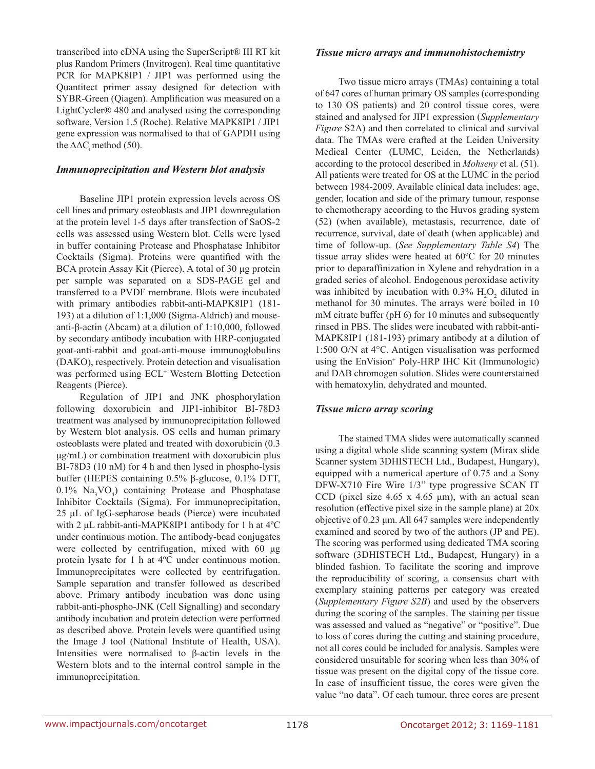transcribed into cDNA using the SuperScript® III RT kit plus Random Primers (Invitrogen). Real time quantitative PCR for MAPK8IP1 / JIP1 was performed using the Quantitect primer assay designed for detection with SYBR-Green (Qiagen). Amplification was measured on a LightCycler® 480 and analysed using the corresponding software, Version 1.5 (Roche). Relative MAPK8IP1 / JIP1 gene expression was normalised to that of GAPDH using the $\Delta\Delta C_t$ method (50).

### *Immunoprecipitation and Western blot analysis*

Baseline JIP1 protein expression levels across OS cell lines and primary osteoblasts and JIP1 downregulation at the protein level 1-5 days after transfection of SaOS-2 cells was assessed using Western blot. Cells were lysed in buffer containing Protease and Phosphatase Inhibitor Cocktails (Sigma). Proteins were quantified with the BCA protein Assay Kit (Pierce). A total of 30 μg protein per sample was separated on a SDS-PAGE gel and transferred to a PVDF membrane. Blots were incubated with primary antibodies rabbit-anti-MAPK8IP1 (181-193) at a dilution of 1:1,000 (Sigma-Aldrich) and mouse-anti-β-actin (Abcam) at a dilution of 1:10,000, followed by secondary antibody incubation with HRP-conjugated goat-anti-rabbit and goat-anti-mouse immunoglobulins (DAKO), respectively. Protein detection and visualisation was performed using $ECL^+$ Western Blotting Detection Reagents (Pierce).

Regulation of JIP1 and JNK phosphorylation following doxorubicin and JIP1-inhibitor BI-78D3 treatment was analysed by immunoprecipitation followed by Western blot analysis. OS cells and human primary osteoblasts were plated and treated with doxorubicin (0.3 μg/mL) or combination treatment with doxorubicin plus BI-78D3 (10 nM) for 4 h and then lysed in phospho-lysis buffer (HEPES containing 0.5% β-glucose, 0.1% DTT, 0.1% $Na_3VO_4$) containing Protease and Phosphatase Inhibitor Cocktails (Sigma). For immunoprecipitation, 25 μL of IgG-sepharose beads (Pierce) were incubated with 2 μL rabbit-anti-MAPK8IP1 antibody for 1 h at 4ºC under continuous motion. The antibody-bead conjugates were collected by centrifugation, mixed with 60 μg protein lysate for 1 h at 4ºC under continuous motion. Immunoprecipitates were collected by centrifugation. Sample separation and transfer followed as described above. Primary antibody incubation was done using rabbit-anti-phospho-JNK (Cell Signalling) and secondary antibody incubation and protein detection were performed as described above. Protein levels were quantified using the Image J tool (National Institute of Health, USA). Intensities were normalised to β-actin levels in the Western blots and to the internal control sample in the immunoprecipitation.

### *Tissue micro arrays and immunohistochemistry*

Two tissue micro arrays (TMAs) containing a total of 647 cores of human primary OS samples (corresponding to 130 OS patients) and 20 control tissue cores, were stained and analysed for JIP1 expression (*Supplementary Figure* S2A) and then correlated to clinical and survival data. The TMAs were crafted at the Leiden University Medical Center (LUMC, Leiden, the Netherlands) according to the protocol described in *Mohseny* et al. (51). All patients were treated for OS at the LUMC in the period between 1984-2009. Available clinical data includes: age, gender, location and side of the primary tumour, response to chemotherapy according to the Huvos grading system (52) (when available), metastasis, recurrence, date of recurrence, survival, date of death (when applicable) and time of follow-up. (*See Supplementary Table S4*) The tissue array slides were heated at 60ºC for 20 minutes prior to deparaffinization in Xylene and rehydration in a graded series of alcohol. Endogenous peroxidase activity was inhibited by incubation with 0.3% $H_2O_2$ diluted in methanol for 30 minutes. The arrays were boiled in 10 mM citrate buffer (pH 6) for 10 minutes and subsequently rinsed in PBS. The slides were incubated with rabbit-anti-MAPK8IP1 (181-193) primary antibody at a dilution of 1:500 O/N at 4°C. Antigen visualisation was performed using the $EnVision^+$ Poly-HRP IHC Kit (Immunologic) and DAB chromogen solution. Slides were counterstained with hematoxylin, dehydrated and mounted.

### *Tissue micro array scoring*

The stained TMA slides were automatically scanned using a digital whole slide scanning system (Mirax slide Scanner system 3DHISTECH Ltd., Budapest, Hungary), equipped with a numerical aperture of 0.75 and a Sony DFW-X710 Fire Wire 1/3" type progressive SCAN IT CCD (pixel size 4.65 x 4.65 μm), with an actual scan resolution (effective pixel size in the sample plane) at 20x objective of 0.23 μm. All 647 samples were independently examined and scored by two of the authors (JP and PE). The scoring was performed using dedicated TMA scoring software (3DHISTECH Ltd., Budapest, Hungary) in a blinded fashion. To facilitate the scoring and improve the reproducibility of scoring, a consensus chart with exemplary staining patterns per category was created (*Supplementary Figure S2B*) and used by the observers during the scoring of the samples. The staining per tissue was assessed and valued as "negative" or "positive". Due to loss of cores during the cutting and staining procedure, not all cores could be included for analysis. Samples were considered unsuitable for scoring when less than 30% of tissue was present on the digital copy of the tissue core. In case of insufficient tissue, the cores were given the value "no data". Of each tumour, three cores are present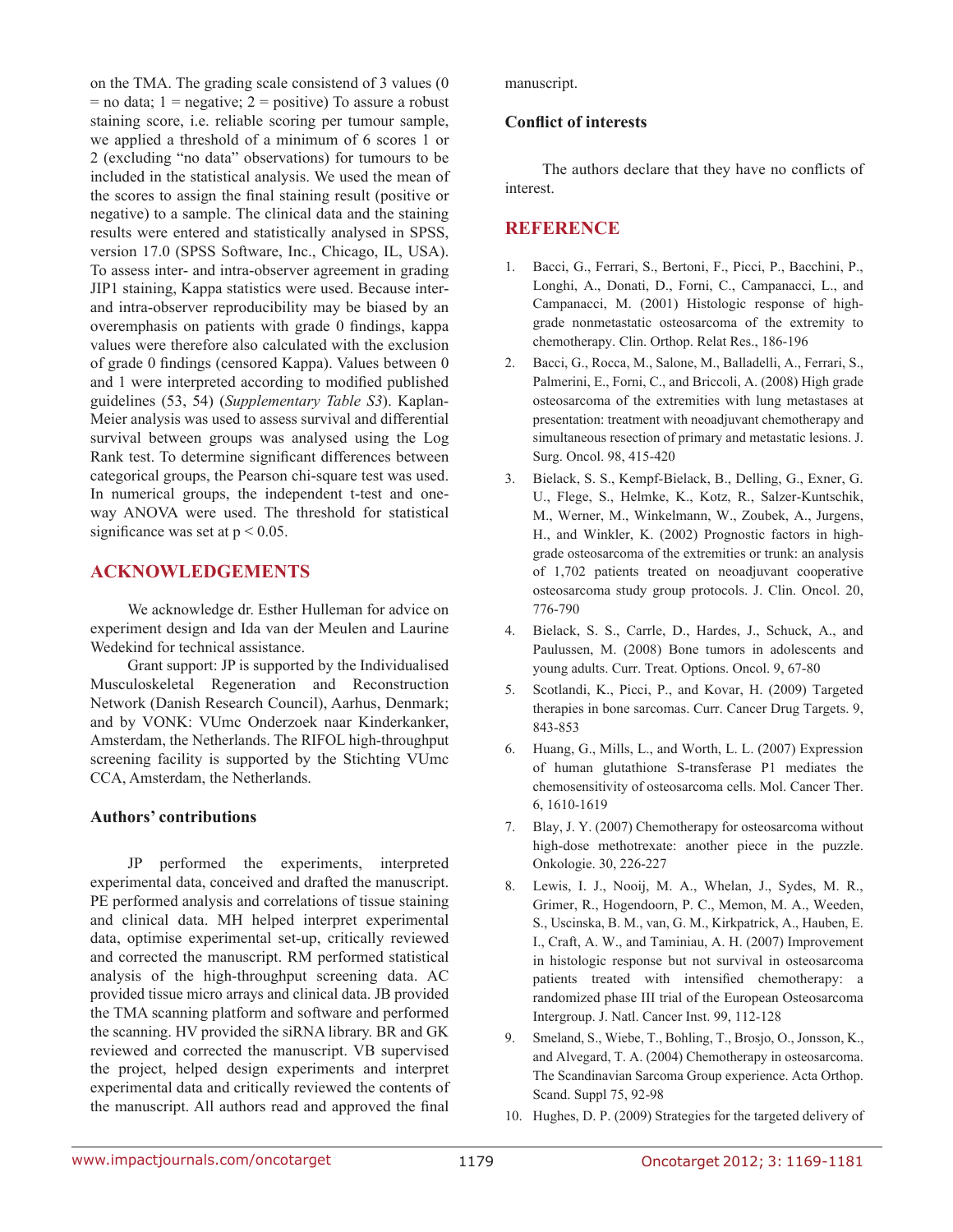on the TMA. The grading scale consistend of 3 values (0 = no data; 1 = negative; 2 = positive) To assure a robust staining score, i.e. reliable scoring per tumour sample, we applied a threshold of a minimum of 6 scores 1 or 2 (excluding "no data" observations) for tumours to be included in the statistical analysis. We used the mean of the scores to assign the final staining result (positive or negative) to a sample. The clinical data and the staining results were entered and statistically analysed in SPSS, version 17.0 (SPSS Software, Inc., Chicago, IL, USA). To assess inter- and intra-observer agreement in grading JIP1 staining, Kappa statistics were used. Because inter- and intra-observer reproducibility may be biased by an overemphasis on patients with grade 0 findings, kappa values were therefore also calculated with the exclusion of grade 0 findings (censored Kappa). Values between 0 and 1 were interpreted according to modified published guidelines (53, 54) (*Supplementary Table S3*). Kaplan-Meier analysis was used to assess survival and differential survival between groups was analysed using the Log Rank test. To determine significant differences between categorical groups, the Pearson chi-square test was used. In numerical groups, the independent t-test and one-way ANOVA were used. The threshold for statistical significance was set at $p < 0.05$.

## ACKNOWLEDGEMENTS

We acknowledge dr. Esther Hulleman for advice on experiment design and Ida van der Meulen and Laurine Wedekind for technical assistance.

Grant support: JP is supported by the Individualised Musculoskeletal Regeneration and Reconstruction Network (Danish Research Council), Aarhus, Denmark; and by VONK: VUmc Onderzoek naar Kinderkanker, Amsterdam, the Netherlands. The RIFOL high-throughput screening facility is supported by the Stichting VUmc CCA, Amsterdam, the Netherlands.

### Authors' contributions

JP performed the experiments, interpreted experimental data, conceived and drafted the manuscript. PE performed analysis and correlations of tissue staining and clinical data. MH helped interpret experimental data, optimise experimental set-up, critically reviewed and corrected the manuscript. RM performed statistical analysis of the high-throughput screening data. AC provided tissue micro arrays and clinical data. JB provided the TMA scanning platform and software and performed the scanning. HV provided the siRNA library. BR and GK reviewed and corrected the manuscript. VB supervised the project, helped design experiments and interpret experimental data and critically reviewed the contents of the manuscript. All authors read and approved the final manuscript.

### Conflict of interests

The authors declare that they have no conflicts of interest.

## REFERENCE

1. Bacci, G., Ferrari, S., Bertoni, F., Picci, P., Bacchini, P., Longhi, A., Donati, D., Forni, C., Campanacci, L., and Campanacci, M. (2001) Histologic response of high-grade nonmetastatic osteosarcoma of the extremity to chemotherapy. Clin. Orthop. Relat Res., 186-196
2. Bacci, G., Rocca, M., Salone, M., Balladelli, A., Ferrari, S., Palmerini, E., Forni, C., and Briccoli, A. (2008) High grade osteosarcoma of the extremities with lung metastases at presentation: treatment with neoadjuvant chemotherapy and simultaneous resection of primary and metastatic lesions. J. Surg. Oncol. 98, 415-420
3. Bielack, S. S., Kempf-Bielack, B., Delling, G., Exner, G. U., Flege, S., Helmke, K., Kotz, R., Salzer-Kuntschik, M., Werner, M., Winkelmann, W., Zoubek, A., Jurgens, H., and Winkler, K. (2002) Prognostic factors in high-grade osteosarcoma of the extremities or trunk: an analysis of 1,702 patients treated on neoadjuvant cooperative osteosarcoma study group protocols. J. Clin. Oncol. 20, 776-790
4. Bielack, S. S., Carrle, D., Hardes, J., Schuck, A., and Paulussen, M. (2008) Bone tumors in adolescents and young adults. Curr. Treat. Options. Oncol. 9, 67-80
5. Scotlandi, K., Picci, P., and Kovar, H. (2009) Targeted therapies in bone sarcomas. Curr. Cancer Drug Targets. 9, 843-853
6. Huang, G., Mills, L., and Worth, L. L. (2007) Expression of human glutathione S-transferase P1 mediates the chemosensitivity of osteosarcoma cells. Mol. Cancer Ther. 6, 1610-1619
7. Blay, J. Y. (2007) Chemotherapy for osteosarcoma without high-dose methotrexate: another piece in the puzzle. Onkologie. 30, 226-227
8. Lewis, I. J., Nooij, M. A., Whelan, J., Sydes, M. R., Grimer, R., Hogendoorn, P. C., Memon, M. A., Weeden, S., Uscinska, B. M., van, G. M., Kirkpatrick, A., Hauben, E. I., Craft, A. W., and Taminiau, A. H. (2007) Improvement in histologic response but not survival in osteosarcoma patients treated with intensified chemotherapy: a randomized phase III trial of the European Osteosarcoma Intergroup. J. Natl. Cancer Inst. 99, 112-128
9. Smeland, S., Wiebe, T., Bohling, T., Brosjo, O., Jonsson, K., and Alvegard, T. A. (2004) Chemotherapy in osteosarcoma. The Scandinavian Sarcoma Group experience. Acta Orthop. Scand. Suppl 75, 92-98
10. Hughes, D. P. (2009) Strategies for the targeted delivery of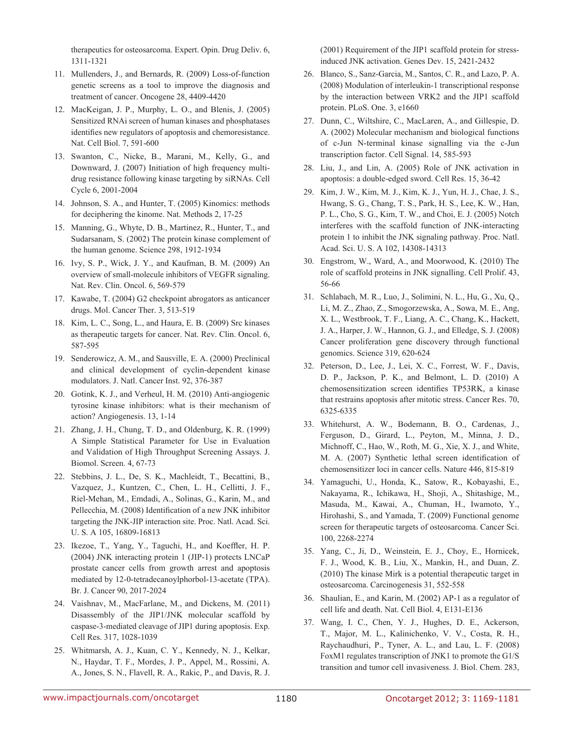therapeutics for osteosarcoma. Expert. Opin. Drug Deliv. 6, 1311-1321

11. Mullenders, J., and Bernards, R. (2009) Loss-of-function genetic screens as a tool to improve the diagnosis and treatment of cancer. Oncogene 28, 4409-4420

12. MacKeigan, J. P., Murphy, L. O., and Blenis, J. (2005) Sensitized RNAi screen of human kinases and phosphatases identifies new regulators of apoptosis and chemoresistance. Nat. Cell Biol. 7, 591-600

13. Swanton, C., Nicke, B., Marani, M., Kelly, G., and Downward, J. (2007) Initiation of high frequency multi-drug resistance following kinase targeting by siRNAs. Cell Cycle 6, 2001-2004

14. Johnson, S. A., and Hunter, T. (2005) Kinomics: methods for deciphering the kinome. Nat. Methods 2, 17-25

15. Manning, G., Whyte, D. B., Martinez, R., Hunter, T., and Sudarsanam, S. (2002) The protein kinase complement of the human genome. Science 298, 1912-1934

16. Ivy, S. P., Wick, J. Y., and Kaufman, B. M. (2009) An overview of small-molecule inhibitors of VEGFR signaling. Nat. Rev. Clin. Oncol. 6, 569-579

17. Kawabe, T. (2004) G2 checkpoint abrogators as anticancer drugs. Mol. Cancer Ther. 3, 513-519

18. Kim, L. C., Song, L., and Haura, E. B. (2009) Src kinases as therapeutic targets for cancer. Nat. Rev. Clin. Oncol. 6, 587-595

19. Senderowicz, A. M., and Sausville, E. A. (2000) Preclinical and clinical development of cyclin-dependent kinase modulators. J. Natl. Cancer Inst. 92, 376-387

20. Gotink, K. J., and Verheul, H. M. (2010) Anti-angiogenic tyrosine kinase inhibitors: what is their mechanism of action? Angiogenesis. 13, 1-14

21. Zhang, J. H., Chung, T. D., and Oldenburg, K. R. (1999) A Simple Statistical Parameter for Use in Evaluation and Validation of High Throughput Screening Assays. J. Biomol. Screen. 4, 67-73

22. Stebbins, J. L., De, S. K., Machleidt, T., Becattini, B., Vazquez, J., Kuntzen, C., Chen, L. H., Cellitti, J. F., Riel-Mehan, M., Emdadi, A., Solinas, G., Karin, M., and Pellecchia, M. (2008) Identification of a new JNK inhibitor targeting the JNK-JIP interaction site. Proc. Natl. Acad. Sci. U. S. A 105, 16809-16813

23. Ikezoe, T., Yang, Y., Taguchi, H., and Koeffler, H. P. (2004) JNK interacting protein 1 (JIP-1) protects LNCaP prostate cancer cells from growth arrest and apoptosis mediated by 12-0-tetradecanoylphorbol-13-acetate (TPA). Br. J. Cancer 90, 2017-2024

24. Vaishnav, M., MacFarlane, M., and Dickens, M. (2011) Disassembly of the JIP1/JNK molecular scaffold by caspase-3-mediated cleavage of JIP1 during apoptosis. Exp. Cell Res. 317, 1028-1039

25. Whitmarsh, A. J., Kuan, C. Y., Kennedy, N. J., Kelkar, N., Haydar, T. F., Mordes, J. P., Appel, M., Rossini, A. A., Jones, S. N., Flavell, R. A., Rakic, P., and Davis, R. J. (2001) Requirement of the JIP1 scaffold protein for stress-induced JNK activation. Genes Dev. 15, 2421-2432

26. Blanco, S., Sanz-Garcia, M., Santos, C. R., and Lazo, P. A. (2008) Modulation of interleukin-1 transcriptional response by the interaction between VRK2 and the JIP1 scaffold protein. PLoS. One. 3, e1660

27. Dunn, C., Wiltshire, C., MacLaren, A., and Gillespie, D. A. (2002) Molecular mechanism and biological functions of c-Jun N-terminal kinase signalling via the c-Jun transcription factor. Cell Signal. 14, 585-593

28. Liu, J., and Lin, A. (2005) Role of JNK activation in apoptosis: a double-edged sword. Cell Res. 15, 36-42

29. Kim, J. W., Kim, M. J., Kim, K. J., Yun, H. J., Chae, J. S., Hwang, S. G., Chang, T. S., Park, H. S., Lee, K. W., Han, P. L., Cho, S. G., Kim, T. W., and Choi, E. J. (2005) Notch interferes with the scaffold function of JNK-interacting protein 1 to inhibit the JNK signaling pathway. Proc. Natl. Acad. Sci. U. S. A 102, 14308-14313

30. Engstrom, W., Ward, A., and Moorwood, K. (2010) The role of scaffold proteins in JNK signalling. Cell Prolif. 43, 56-66

31. Schlabach, M. R., Luo, J., Solimini, N. L., Hu, G., Xu, Q., Li, M. Z., Zhao, Z., Smogorzewska, A., Sowa, M. E., Ang, X. L., Westbrook, T. F., Liang, A. C., Chang, K., Hackett, J. A., Harper, J. W., Hannon, G. J., and Elledge, S. J. (2008) Cancer proliferation gene discovery through functional genomics. Science 319, 620-624

32. Peterson, D., Lee, J., Lei, X. C., Forrest, W. F., Davis, D. P., Jackson, P. K., and Belmont, L. D. (2010) A chemosensitization screen identifies TP53RK, a kinase that restrains apoptosis after mitotic stress. Cancer Res. 70, 6325-6335

33. Whitehurst, A. W., Bodemann, B. O., Cardenas, J., Ferguson, D., Girard, L., Peyton, M., Minna, J. D., Michnoff, C., Hao, W., Roth, M. G., Xie, X. J., and White, M. A. (2007) Synthetic lethal screen identification of chemosensitizer loci in cancer cells. Nature 446, 815-819

34. Yamaguchi, U., Honda, K., Satow, R., Kobayashi, E., Nakayama, R., Ichikawa, H., Shoji, A., Shitashige, M., Masuda, M., Kawai, A., Chuman, H., Iwamoto, Y., Hirohashi, S., and Yamada, T. (2009) Functional genome screen for therapeutic targets of osteosarcoma. Cancer Sci. 100, 2268-2274

35. Yang, C., Ji, D., Weinstein, E. J., Choy, E., Hornicek, F. J., Wood, K. B., Liu, X., Mankin, H., and Duan, Z. (2010) The kinase Mirk is a potential therapeutic target in osteosarcoma. Carcinogenesis 31, 552-558

36. Shaulian, E., and Karin, M. (2002) AP-1 as a regulator of cell life and death. Nat. Cell Biol. 4, E131-E136

37. Wang, I. C., Chen, Y. J., Hughes, D. E., Ackerson, T., Major, M. L., Kalinichenko, V. V., Costa, R. H., Raychaudhuri, P., Tyner, A. L., and Lau, L. F. (2008) FoxM1 regulates transcription of JNK1 to promote the G1/S transition and tumor cell invasiveness. J. Biol. Chem. 283,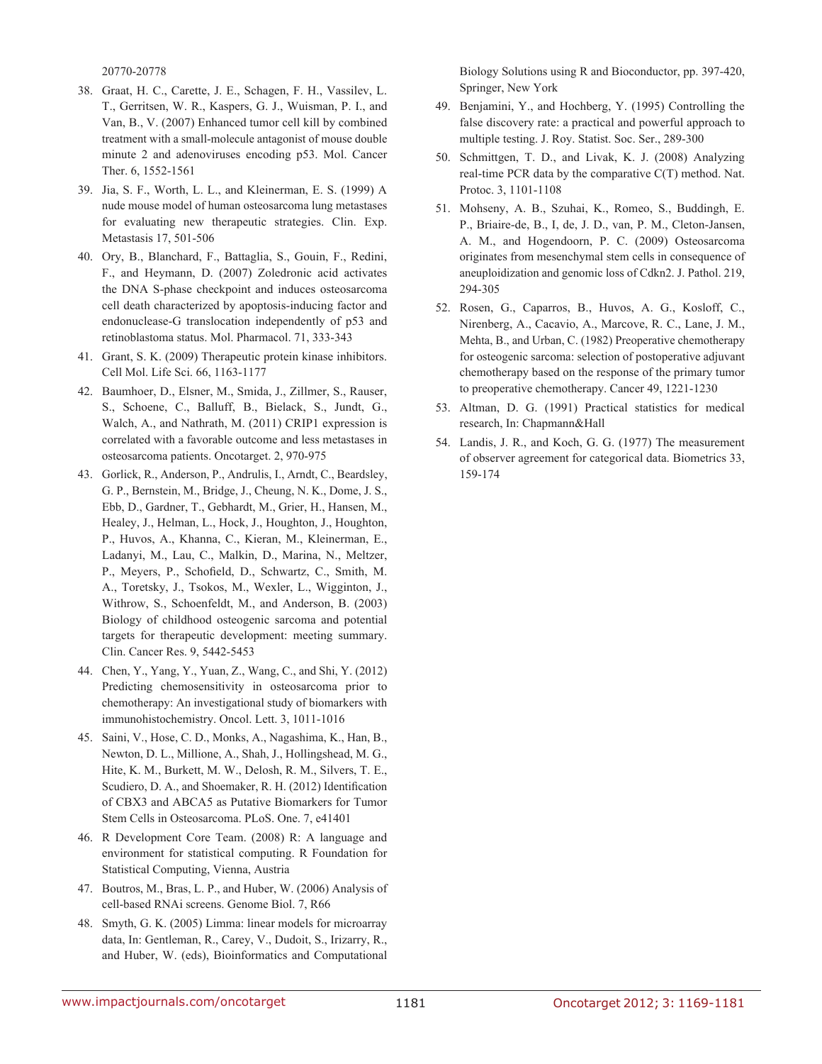20770-20778

38. Graat, H. C., Carette, J. E., Schagen, F. H., Vassilev, L. T., Gerritsen, W. R., Kaspers, G. J., Wuisman, P. I., and Van, B., V. (2007) Enhanced tumor cell kill by combined treatment with a small-molecule antagonist of mouse double minute 2 and adenoviruses encoding p53. Mol. Cancer Ther. 6, 1552-1561

39. Jia, S. F., Worth, L. L., and Kleinerman, E. S. (1999) A nude mouse model of human osteosarcoma lung metastases for evaluating new therapeutic strategies. Clin. Exp. Metastasis 17, 501-506

40. Ory, B., Blanchard, F., Battaglia, S., Gouin, F., Redini, F., and Heymann, D. (2007) Zoledronic acid activates the DNA S-phase checkpoint and induces osteosarcoma cell death characterized by apoptosis-inducing factor and endonuclease-G translocation independently of p53 and retinoblastoma status. Mol. Pharmacol. 71, 333-343

41. Grant, S. K. (2009) Therapeutic protein kinase inhibitors. Cell Mol. Life Sci. 66, 1163-1177

42. Baumhoer, D., Elsner, M., Smida, J., Zillmer, S., Rauser, S., Schoene, C., Balluff, B., Bielack, S., Jundt, G., Walch, A., and Nathrath, M. (2011) CRIP1 expression is correlated with a favorable outcome and less metastases in osteosarcoma patients. Oncotarget. 2, 970-975

43. Gorlick, R., Anderson, P., Andrulis, I., Arndt, C., Beardsley, G. P., Bernstein, M., Bridge, J., Cheung, N. K., Dome, J. S., Ebb, D., Gardner, T., Gebhardt, M., Grier, H., Hansen, M., Healey, J., Helman, L., Hock, J., Houghton, J., Houghton, P., Huvos, A., Khanna, C., Kieran, M., Kleinerman, E., Ladanyi, M., Lau, C., Malkin, D., Marina, N., Meltzer, P., Meyers, P., Schofield, D., Schwartz, C., Smith, M. A., Toretsky, J., Tsokos, M., Wexler, L., Wigginton, J., Withrow, S., Schoenfeldt, M., and Anderson, B. (2003) Biology of childhood osteogenic sarcoma and potential targets for therapeutic development: meeting summary. Clin. Cancer Res. 9, 5442-5453

44. Chen, Y., Yang, Y., Yuan, Z., Wang, C., and Shi, Y. (2012) Predicting chemosensitivity in osteosarcoma prior to chemotherapy: An investigational study of biomarkers with immunohistochemistry. Oncol. Lett. 3, 1011-1016

45. Saini, V., Hose, C. D., Monks, A., Nagashima, K., Han, B., Newton, D. L., Millione, A., Shah, J., Hollingshead, M. G., Hite, K. M., Burkett, M. W., Delosh, R. M., Silvers, T. E., Scudiero, D. A., and Shoemaker, R. H. (2012) Identification of CBX3 and ABCA5 as Putative Biomarkers for Tumor Stem Cells in Osteosarcoma. PLoS. One. 7, e41401

46. R Development Core Team. (2008) R: A language and environment for statistical computing. R Foundation for Statistical Computing, Vienna, Austria

47. Boutros, M., Bras, L. P., and Huber, W. (2006) Analysis of cell-based RNAi screens. Genome Biol. 7, R66

48. Smyth, G. K. (2005) Limma: linear models for microarray data, In: Gentleman, R., Carey, V., Dudoit, S., Irizarry, R., and Huber, W. (eds), Bioinformatics and Computational Biology Solutions using R and Bioconductor, pp. 397-420, Springer, New York

49. Benjamini, Y., and Hochberg, Y. (1995) Controlling the false discovery rate: a practical and powerful approach to multiple testing. J. Roy. Statist. Soc. Ser., 289-300

50. Schmittgen, T. D., and Livak, K. J. (2008) Analyzing real-time PCR data by the comparative C(T) method. Nat. Protoc. 3, 1101-1108

51. Mohseny, A. B., Szuhai, K., Romeo, S., Buddingh, E. P., Briaire-de, B., I, de, J. D., van, P. M., Cleton-Jansen, A. M., and Hogendoorn, P. C. (2009) Osteosarcoma originates from mesenchymal stem cells in consequence of aneuploidization and genomic loss of Cdkn2. J. Pathol. 219, 294-305

52. Rosen, G., Caparros, B., Huvos, A. G., Kosloff, C., Nirenberg, A., Cacavio, A., Marcove, R. C., Lane, J. M., Mehta, B., and Urban, C. (1982) Preoperative chemotherapy for osteogenic sarcoma: selection of postoperative adjuvant chemotherapy based on the response of the primary tumor to preoperative chemotherapy. Cancer 49, 1221-1230

53. Altman, D. G. (1991) Practical statistics for medical research, In: Chapmann&Hall

54. Landis, J. R., and Koch, G. G. (1977) The measurement of observer agreement for categorical data. Biometrics 33, 159-174